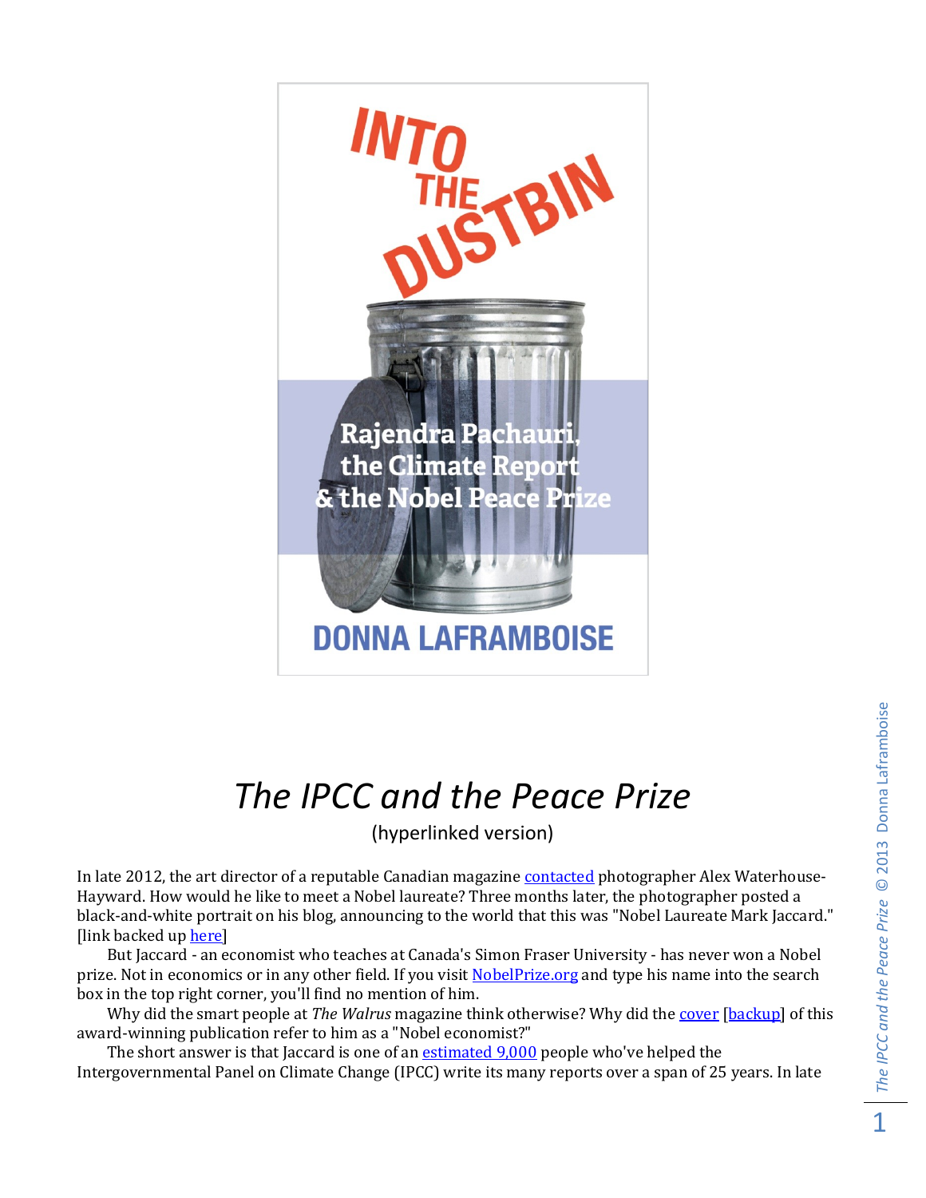# The IPCC and the Peace Prize

(hyperlinked version)

In late 2012, the art director of a reputable Canadian magazine contacted photographer Alex Waterhouse-Hayward. How would he like to meet a Nobel laureate? Three months later, the photographer posted a black-and-white portrait on his blog, announcing to the world that this was "Nobel Laureate Mark Jaccard." [link backed up here]

But Jaccard - an economist who teaches at Canada's Simon Fraser University - has never won a Nobel prize. Not in economics or in any other field. If you visit NobelPrize.org and type his name into the search box in the top right corner, you'll find no mention of him.

Why did the smart people at *The Walrus* magazine think otherwise? Why did the cover [backup] of this award-winning publication refer to him as a "Nobel economist?"

The short answer is that Jaccard is one of an estimated 9,000 people who've helped the Intergovernmental Panel on Climate Change (IPCC) write its many reports over a span of 25 years. In late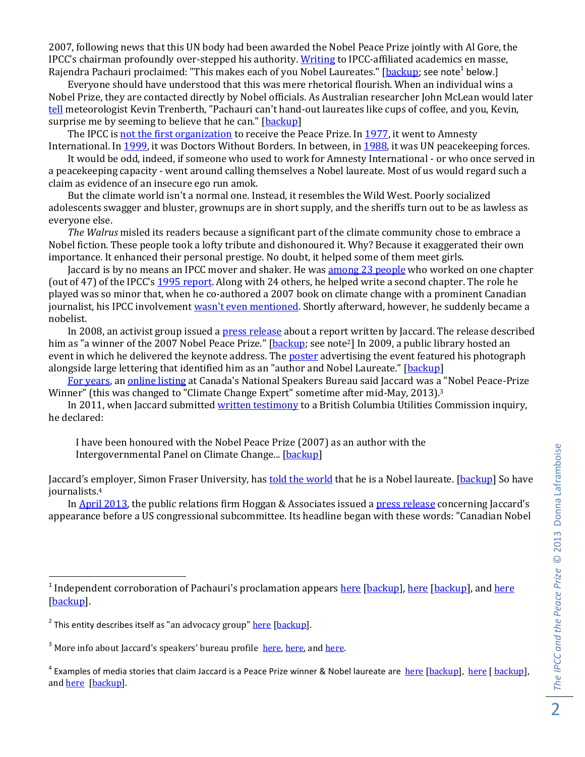2007, following news that this UN body had been awarded the Nobel Peace Prize jointly with Al Gore, the IPCC's chairman profoundly over-stepped his authority. Writing to IPCC-affiliated academics en masse, Rajendra Pachauri proclaimed: "This makes each of you Nobel Laureates." [backup; see note[1] below.]

Everyone should have understood that this was mere rhetorical flourish. When an individual wins a Nobel Prize, they are contacted directly by Nobel officials. As Australian researcher John McLean would later tell meteorologist Kevin Trenberth, "Pachauri can't hand-out laureates like cups of coffee, and you, Kevin, surprise me by seeming to believe that he can." [backup]

The IPCC is not the first organization to receive the Peace Prize. In 1977, it went to Amnesty International. In 1999, it was Doctors Without Borders. In between, in 1988, it was UN peacekeeping forces.

It would be odd, indeed, if someone who used to work for Amnesty International - or who once served in a peacekeeping capacity - went around calling themselves a Nobel laureate. Most of us would regard such a claim as evidence of an insecure ego run amok.

But the climate world isn't a normal one. Instead, it resembles the Wild West. Poorly socialized adolescents swagger and bluster, grownups are in short supply, and the sheriffs turn out to be as lawless as everyone else.

*The Walrus* misled its readers because a significant part of the climate community chose to embrace a Nobel fiction. These people took a lofty tribute and dishonoured it. Why? Because it exaggerated their own importance. It enhanced their personal prestige. No doubt, it helped some of them meet girls.

Jaccard is by no means an IPCC mover and shaker. He was among 23 people who worked on one chapter (out of 47) of the IPCC's 1995 report. Along with 24 others, he helped write a second chapter. The role he played was so minor that, when he co-authored a 2007 book on climate change with a prominent Canadian journalist, his IPCC involvement wasn't even mentioned. Shortly afterward, however, he suddenly became a nobelist.

In 2008, an activist group issued a press release about a report written by Jaccard. The release described him as "a winner of the 2007 Nobel Peace Prize." [backup; see note[2]] In 2009, a public library hosted an event in which he delivered the keynote address. The poster advertising the event featured his photograph alongside large lettering that identified him as an "author and Nobel Laureate." [backup]

For years, an online listing at Canada's National Speakers Bureau said Jaccard was a "Nobel Peace-Prize Winner" (this was changed to "Climate Change Expert" sometime after mid-May, 2013).[3]

In 2011, when Jaccard submitted written testimony to a British Columbia Utilities Commission inquiry, he declared:

> I have been honoured with the Nobel Peace Prize (2007) as an author with the Intergovernmental Panel on Climate Change... [backup]

Jaccard's employer, Simon Fraser University, has told the world that he is a Nobel laureate. [backup] So have journalists.[4]

In April 2013, the public relations firm Hoggan & Associates issued a press release concerning Jaccard's appearance before a US congressional subcommittee. Its headline began with these words: "Canadian Nobel

---

[1] Independent corroboration of Pachauri's proclamation appears here [backup], here [backup], and here [backup].

[2] This entity describes itself as "an advocacy group" here [backup].

[3] More info about Jaccard's speakers' bureau profile here, here, and here.

[4] Examples of media stories that claim Jaccard is a Peace Prize winner & Nobel laureate are here [backup], here [ backup], and here [backup].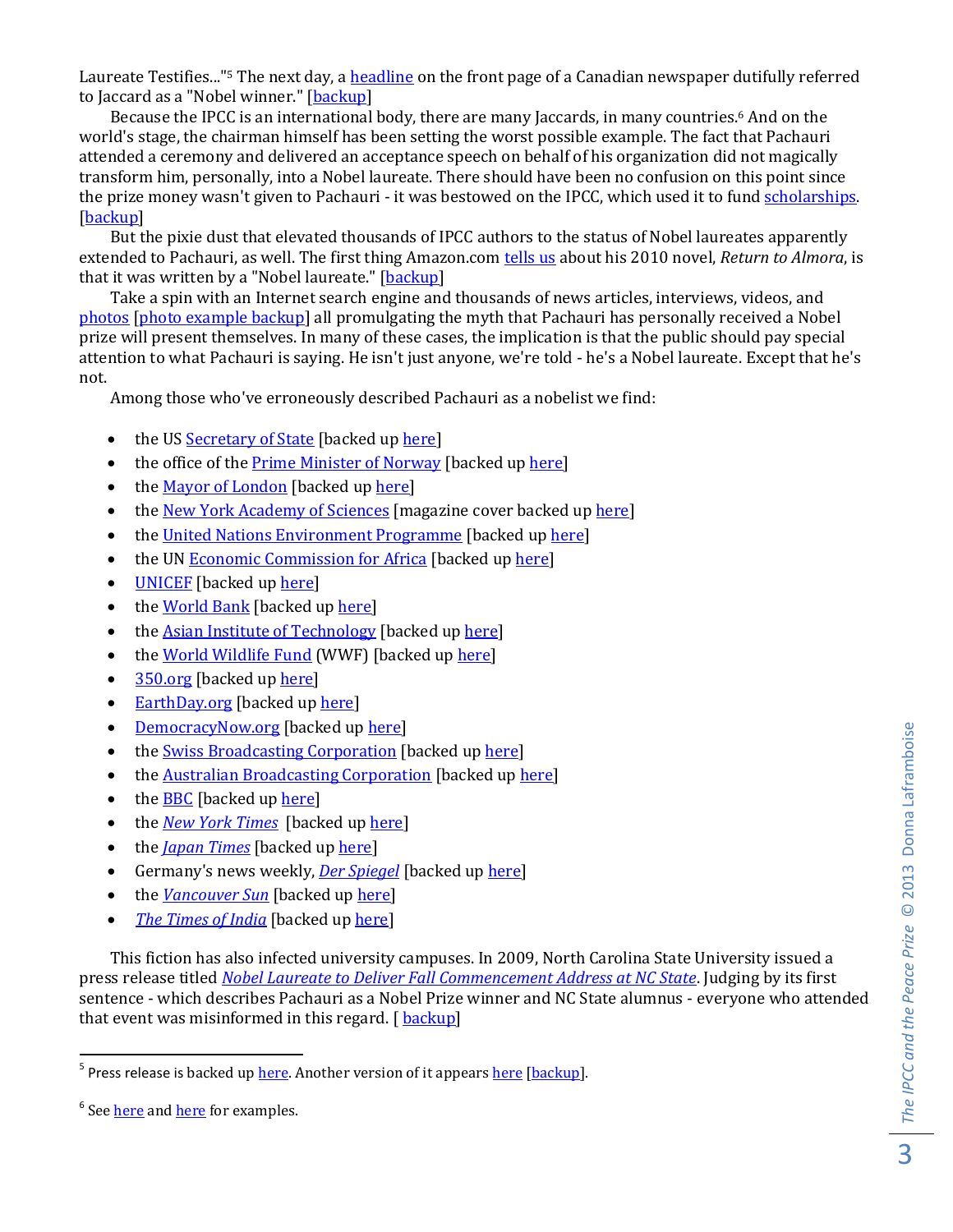Laureate Testifies..."[5] The next day, a headline on the front page of a Canadian newspaper dutifully referred to Jaccard as a "Nobel winner." [backup]

Because the IPCC is an international body, there are many Jaccards, in many countries.[6] And on the world's stage, the chairman himself has been setting the worst possible example. The fact that Pachauri attended a ceremony and delivered an acceptance speech on behalf of his organization did not magically transform him, personally, into a Nobel laureate. There should have been no confusion on this point since the prize money wasn't given to Pachauri - it was bestowed on the IPCC, which used it to fund scholarships. [backup]

But the pixie dust that elevated thousands of IPCC authors to the status of Nobel laureates apparently extended to Pachauri, as well. The first thing Amazon.com tells us about his 2010 novel, *Return to Almora*, is that it was written by a "Nobel laureate." [backup]

Take a spin with an Internet search engine and thousands of news articles, interviews, videos, and photos [photo example backup] all promulgating the myth that Pachauri has personally received a Nobel prize will present themselves. In many of these cases, the implication is that the public should pay special attention to what Pachauri is saying. He isn't just anyone, we're told - he's a Nobel laureate. Except that he's not.

Among those who've erroneously described Pachauri as a nobelist we find:

- the US Secretary of State [backed up here]
- the office of the Prime Minister of Norway [backed up here]
- the Mayor of London [backed up here]
- the New York Academy of Sciences [magazine cover backed up here]
- the United Nations Environment Programme [backed up here]
- the UN Economic Commission for Africa [backed up here]
- UNICEF [backed up here]
- the World Bank [backed up here]
- the Asian Institute of Technology [backed up here]
- the World Wildlife Fund (WWF) [backed up here]
- 350.org [backed up here]
- EarthDay.org [backed up here]
- DemocracyNow.org [backed up here]
- the Swiss Broadcasting Corporation [backed up here]
- the Australian Broadcasting Corporation [backed up here]
- the BBC [backed up here]
- the *New York Times* [backed up here]
- the *Japan Times* [backed up here]
- Germany's news weekly, *Der Spiegel* [backed up here]
- the *Vancouver Sun* [backed up here]
- *The Times of India* [backed up here]

This fiction has also infected university campuses. In 2009, North Carolina State University issued a press release titled *Nobel Laureate to Deliver Fall Commencement Address at NC State*. Judging by its first sentence - which describes Pachauri as a Nobel Prize winner and NC State alumnus - everyone who attended that event was misinformed in this regard. [ backup]

---

[5] Press release is backed up here. Another version of it appears here [backup].

[6] See here and here for examples.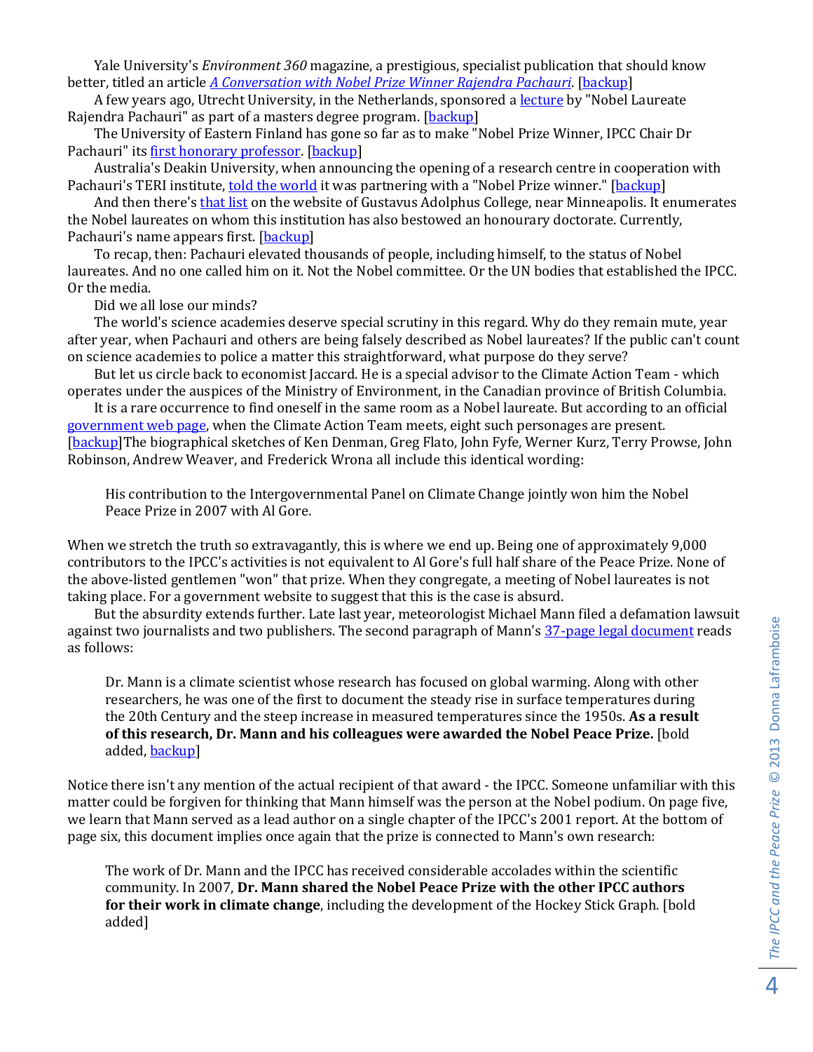Yale University's *Environment 360* magazine, a prestigious, specialist publication that should know better, titled an article *A Conversation with Nobel Prize Winner Rajendra Pachauri*. [backup]

A few years ago, Utrecht University, in the Netherlands, sponsored a lecture by "Nobel Laureate Rajendra Pachauri" as part of a masters degree program. [backup]

The University of Eastern Finland has gone so far as to make "Nobel Prize Winner, IPCC Chair Dr Pachauri" its first honorary professor. [backup]

Australia's Deakin University, when announcing the opening of a research centre in cooperation with Pachauri's TERI institute, told the world it was partnering with a "Nobel Prize winner." [backup]

And then there's that list on the website of Gustavus Adolphus College, near Minneapolis. It enumerates the Nobel laureates on whom this institution has also bestowed an honourary doctorate. Currently, Pachauri's name appears first. [backup]

To recap, then: Pachauri elevated thousands of people, including himself, to the status of Nobel laureates. And no one called him on it. Not the Nobel committee. Or the UN bodies that established the IPCC. Or the media.

Did we all lose our minds?

The world's science academies deserve special scrutiny in this regard. Why do they remain mute, year after year, when Pachauri and others are being falsely described as Nobel laureates? If the public can't count on science academies to police a matter this straightforward, what purpose do they serve?

But let us circle back to economist Jaccard. He is a special advisor to the Climate Action Team - which operates under the auspices of the Ministry of Environment, in the Canadian province of British Columbia.

It is a rare occurrence to find oneself in the same room as a Nobel laureate. But according to an official government web page, when the Climate Action Team meets, eight such personages are present. [backup]The biographical sketches of Ken Denman, Greg Flato, John Fyfe, Werner Kurz, Terry Prowse, John Robinson, Andrew Weaver, and Frederick Wrona all include this identical wording:

> His contribution to the Intergovernmental Panel on Climate Change jointly won him the Nobel Peace Prize in 2007 with Al Gore.

When we stretch the truth so extravagantly, this is where we end up. Being one of approximately 9,000 contributors to the IPCC's activities is not equivalent to Al Gore's full half share of the Peace Prize. None of the above-listed gentlemen "won" that prize. When they congregate, a meeting of Nobel laureates is not taking place. For a government website to suggest that this is the case is absurd.

But the absurdity extends further. Late last year, meteorologist Michael Mann filed a defamation lawsuit against two journalists and two publishers. The second paragraph of Mann's 37-page legal document reads as follows:

> Dr. Mann is a climate scientist whose research has focused on global warming. Along with other researchers, he was one of the first to document the steady rise in surface temperatures during the 20th Century and the steep increase in measured temperatures since the 1950s. **As a result of this research, Dr. Mann and his colleagues were awarded the Nobel Peace Prize.** [bold added, backup]

Notice there isn't any mention of the actual recipient of that award - the IPCC. Someone unfamiliar with this matter could be forgiven for thinking that Mann himself was the person at the Nobel podium. On page five, we learn that Mann served as a lead author on a single chapter of the IPCC's 2001 report. At the bottom of page six, this document implies once again that the prize is connected to Mann's own research:

> The work of Dr. Mann and the IPCC has received considerable accolades within the scientific community. In 2007, **Dr. Mann shared the Nobel Peace Prize with the other IPCC authors for their work in climate change**, including the development of the Hockey Stick Graph. [bold added]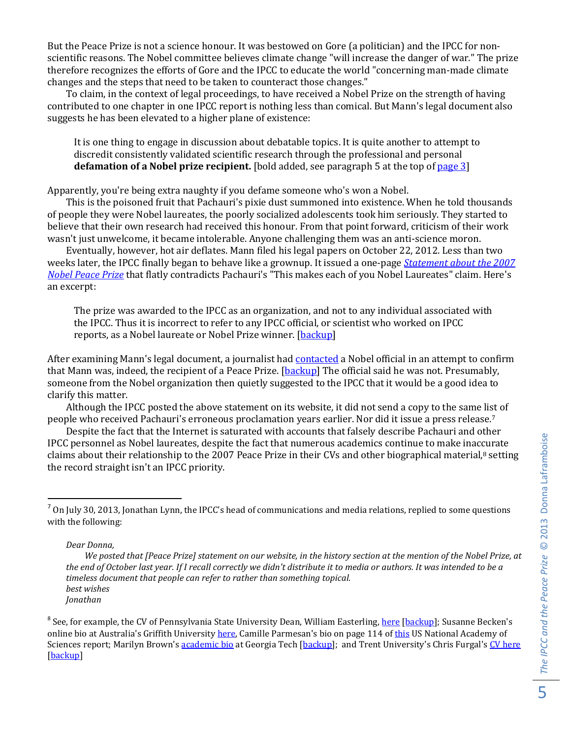But the Peace Prize is not a science honour. It was bestowed on Gore (a politician) and the IPCC for non-scientific reasons. The Nobel committee believes climate change "will increase the danger of war." The prize therefore recognizes the efforts of Gore and the IPCC to educate the world "concerning man-made climate changes and the steps that need to be taken to counteract those changes."

To claim, in the context of legal proceedings, to have received a Nobel Prize on the strength of having contributed to one chapter in one IPCC report is nothing less than comical. But Mann's legal document also suggests he has been elevated to a higher plane of existence:

> It is one thing to engage in discussion about debatable topics. It is quite another to attempt to discredit consistently validated scientific research through the professional and personal **defamation of a Nobel prize recipient.** [bold added, see paragraph 5 at the top of page 3]

Apparently, you're being extra naughty if you defame someone who's won a Nobel.

This is the poisoned fruit that Pachauri's pixie dust summoned into existence. When he told thousands of people they were Nobel laureates, the poorly socialized adolescents took him seriously. They started to believe that their own research had received this honour. From that point forward, criticism of their work wasn't just unwelcome, it became intolerable. Anyone challenging them was an anti-science moron.

Eventually, however, hot air deflates. Mann filed his legal papers on October 22, 2012. Less than two weeks later, the IPCC finally began to behave like a grownup. It issued a one-page *Statement about the 2007 Nobel Peace Prize* that flatly contradicts Pachauri's "This makes each of you Nobel Laureates" claim. Here's an excerpt:

> The prize was awarded to the IPCC as an organization, and not to any individual associated with the IPCC. Thus it is incorrect to refer to any IPCC official, or scientist who worked on IPCC reports, as a Nobel laureate or Nobel Prize winner. [backup]

After examining Mann's legal document, a journalist had contacted a Nobel official in an attempt to confirm that Mann was, indeed, the recipient of a Peace Prize. [backup] The official said he was not. Presumably, someone from the Nobel organization then quietly suggested to the IPCC that it would be a good idea to clarify this matter.

Although the IPCC posted the above statement on its website, it did not send a copy to the same list of people who received Pachauri's erroneous proclamation years earlier. Nor did it issue a press release.[7]

Despite the fact that the Internet is saturated with accounts that falsely describe Pachauri and other IPCC personnel as Nobel laureates, despite the fact that numerous academics continue to make inaccurate claims about their relationship to the 2007 Peace Prize in their CVs and other biographical material,[8] setting the record straight isn't an IPCC priority.

---

[7] On July 30, 2013, Jonathan Lynn, the IPCC's head of communications and media relations, replied to some questions with the following:

> *Dear Donna,*
>
> *We posted that [Peace Prize] statement on our website, in the history section at the mention of the Nobel Prize, at the end of October last year. If I recall correctly we didn't distribute it to media or authors. It was intended to be a timeless document that people can refer to rather than something topical.*
>
> *best wishes*
>
> *Jonathan*

[8] See, for example, the CV of Pennsylvania State University Dean, William Easterling, here [backup]; Susanne Becken's online bio at Australia's Griffith University here, Camille Parmesan's bio on page 114 of this US National Academy of Sciences report; Marilyn Brown's academic bio at Georgia Tech [backup]; and Trent University's Chris Furgal's CV here [backup]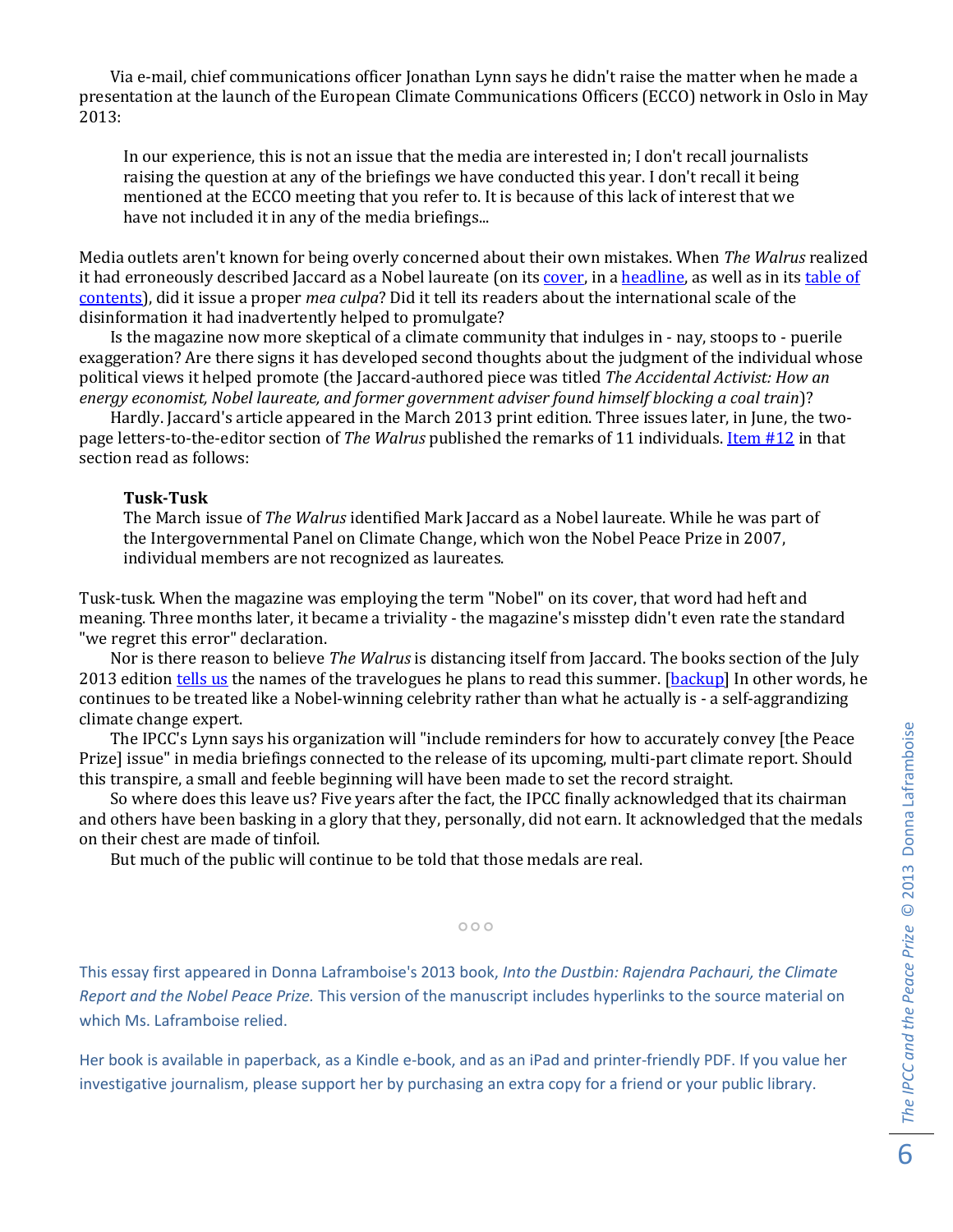Via e-mail, chief communications officer Jonathan Lynn says he didn't raise the matter when he made a presentation at the launch of the European Climate Communications Officers (ECCO) network in Oslo in May 2013:

> In our experience, this is not an issue that the media are interested in; I don't recall journalists raising the question at any of the briefings we have conducted this year. I don't recall it being mentioned at the ECCO meeting that you refer to. It is because of this lack of interest that we have not included it in any of the media briefings...

Media outlets aren't known for being overly concerned about their own mistakes. When *The Walrus* realized it had erroneously described Jaccard as a Nobel laureate (on its cover, in a headline, as well as in its table of contents), did it issue a proper *mea culpa*? Did it tell its readers about the international scale of the disinformation it had inadvertently helped to promulgate?

Is the magazine now more skeptical of a climate community that indulges in - nay, stoops to - puerile exaggeration? Are there signs it has developed second thoughts about the judgment of the individual whose political views it helped promote (the Jaccard-authored piece was titled *The Accidental Activist: How an energy economist, Nobel laureate, and former government adviser found himself blocking a coal train*)?

Hardly. Jaccard's article appeared in the March 2013 print edition. Three issues later, in June, the two-page letters-to-the-editor section of *The Walrus* published the remarks of 11 individuals. Item #12 in that section read as follows:

> **Tusk-Tusk**
> The March issue of *The Walrus* identified Mark Jaccard as a Nobel laureate. While he was part of the Intergovernmental Panel on Climate Change, which won the Nobel Peace Prize in 2007, individual members are not recognized as laureates.

Tusk-tusk. When the magazine was employing the term "Nobel" on its cover, that word had heft and meaning. Three months later, it became a triviality - the magazine's misstep didn't even rate the standard "we regret this error" declaration.

Nor is there reason to believe *The Walrus* is distancing itself from Jaccard. The books section of the July 2013 edition tells us the names of the travelogues he plans to read this summer. [backup] In other words, he continues to be treated like a Nobel-winning celebrity rather than what he actually is - a self-aggrandizing climate change expert.

The IPCC's Lynn says his organization will "include reminders for how to accurately convey [the Peace Prize] issue" in media briefings connected to the release of its upcoming, multi-part climate report. Should this transpire, a small and feeble beginning will have been made to set the record straight.

So where does this leave us? Five years after the fact, the IPCC finally acknowledged that its chairman and others have been basking in a glory that they, personally, did not earn. It acknowledged that the medals on their chest are made of tinfoil.

But much of the public will continue to be told that those medals are real.

○○○

This essay first appeared in Donna Laframboise's 2013 book, *Into the Dustbin: Rajendra Pachauri, the Climate Report and the Nobel Peace Prize.* This version of the manuscript includes hyperlinks to the source material on which Ms. Laframboise relied.

Her book is available in paperback, as a Kindle e-book, and as an iPad and printer-friendly PDF. If you value her investigative journalism, please support her by purchasing an extra copy for a friend or your public library.